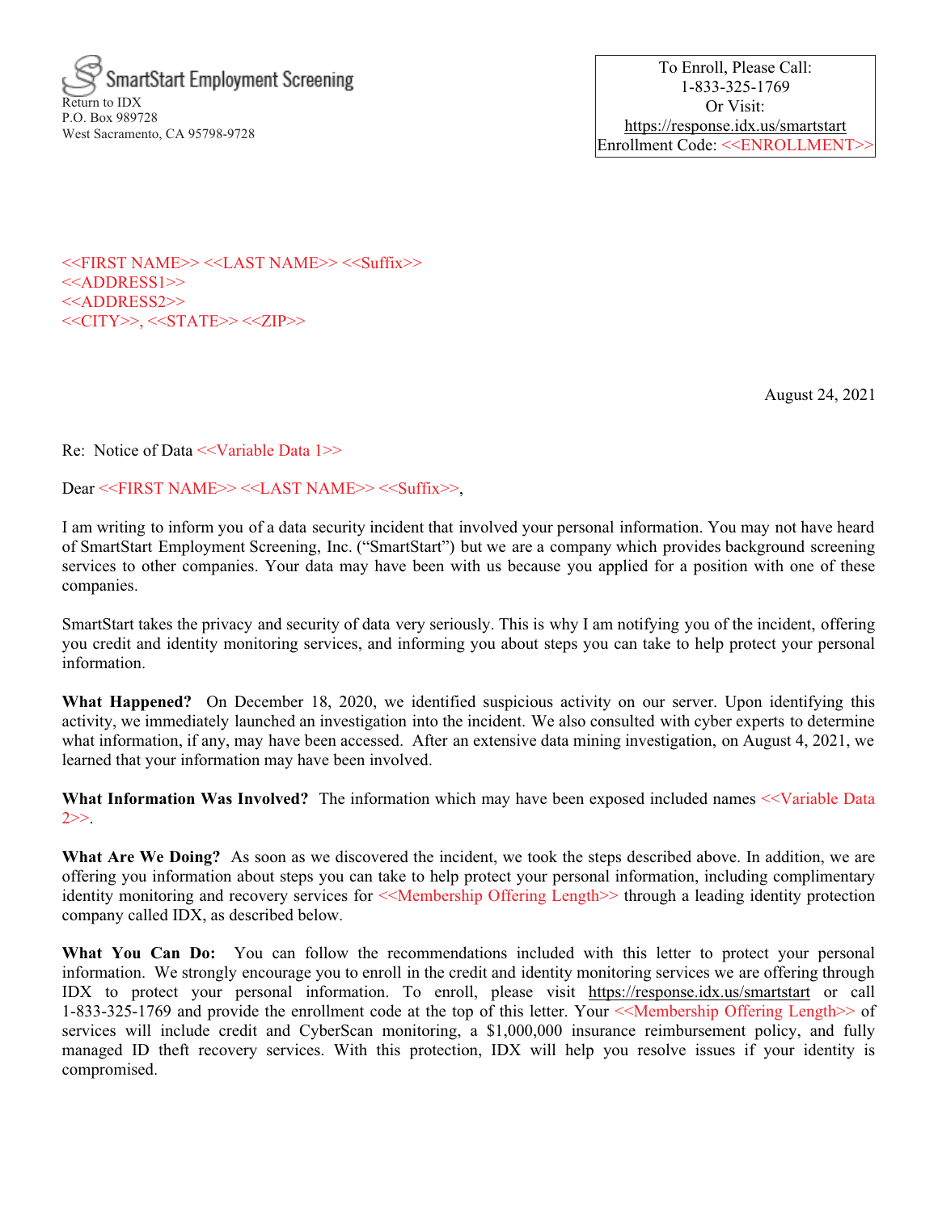SmartStart Employment Screening

Return to IDX
P.O. Box 989728
West Sacramento, CA 95798-9728

To Enroll, Please Call:
1-833-325-1769
Or Visit:
https://response.idx.us/smartstart
Enrollment Code: <<ENROLLMENT>>

<<FIRST NAME>> <<LAST NAME>> <<Suffix>>
<<ADDRESS1>>
<<ADDRESS2>>
<<CITY>>, <<STATE>> <<ZIP>>

August 24, 2021

Re: Notice of Data <<Variable Data 1>>

Dear <<FIRST NAME>> <<LAST NAME>> <<Suffix>>,

I am writing to inform you of a data security incident that involved your personal information. You may not have heard of SmartStart Employment Screening, Inc. ("SmartStart") but we are a company which provides background screening services to other companies. Your data may have been with us because you applied for a position with one of these companies.

SmartStart takes the privacy and security of data very seriously. This is why I am notifying you of the incident, offering you credit and identity monitoring services, and informing you about steps you can take to help protect your personal information.

**What Happened?** On December 18, 2020, we identified suspicious activity on our server. Upon identifying this activity, we immediately launched an investigation into the incident. We also consulted with cyber experts to determine what information, if any, may have been accessed. After an extensive data mining investigation, on August 4, 2021, we learned that your information may have been involved.

**What Information Was Involved?** The information which may have been exposed included names <<Variable Data 2>>.

**What Are We Doing?** As soon as we discovered the incident, we took the steps described above. In addition, we are offering you information about steps you can take to help protect your personal information, including complimentary identity monitoring and recovery services for <<Membership Offering Length>> through a leading identity protection company called IDX, as described below.

**What You Can Do:** You can follow the recommendations included with this letter to protect your personal information. We strongly encourage you to enroll in the credit and identity monitoring services we are offering through IDX to protect your personal information. To enroll, please visit https://response.idx.us/smartstart or call 1-833-325-1769 and provide the enrollment code at the top of this letter. Your <<Membership Offering Length>> of services will include credit and CyberScan monitoring, a $1,000,000 insurance reimbursement policy, and fully managed ID theft recovery services. With this protection, IDX will help you resolve issues if your identity is compromised.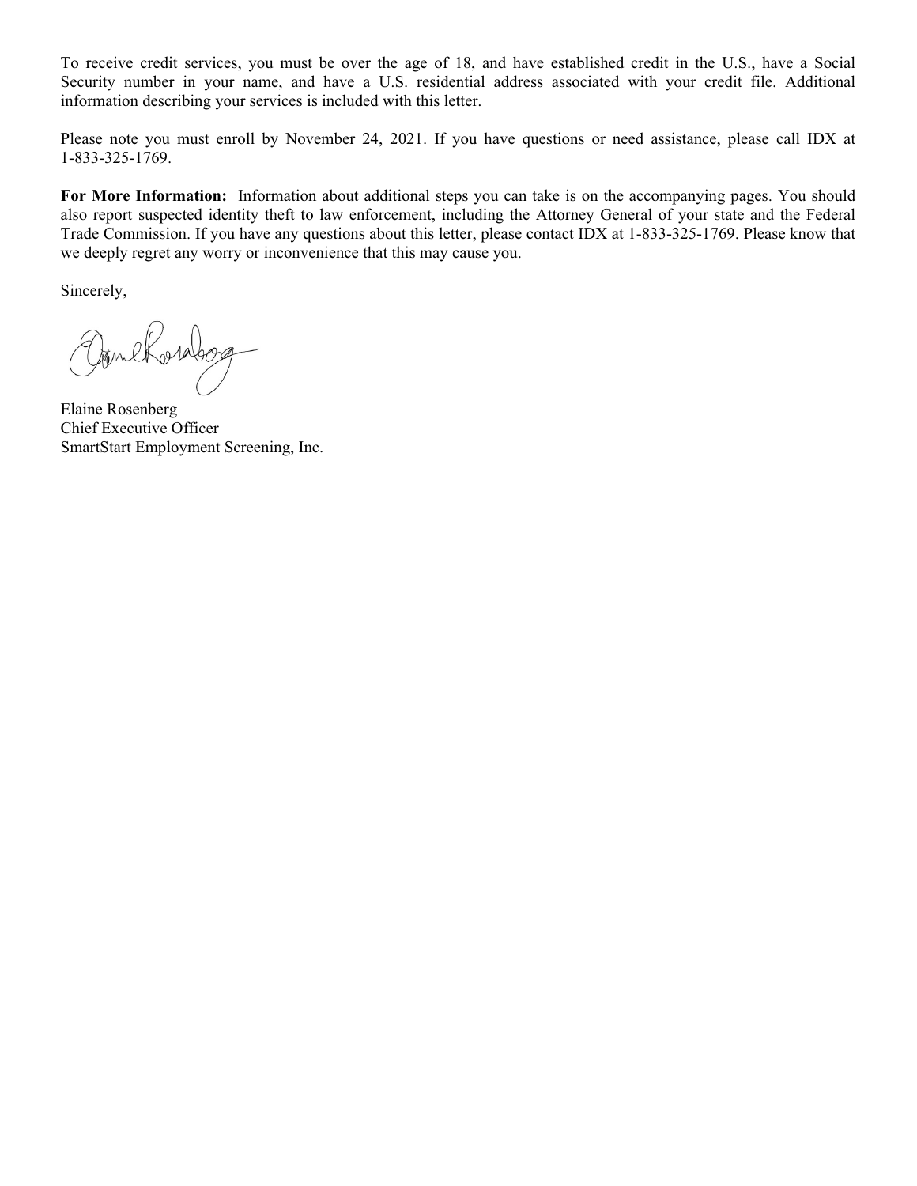To receive credit services, you must be over the age of 18, and have established credit in the U.S., have a Social Security number in your name, and have a U.S. residential address associated with your credit file. Additional information describing your services is included with this letter.

Please note you must enroll by November 24, 2021. If you have questions or need assistance, please call IDX at 1-833-325-1769.

**For More Information:** Information about additional steps you can take is on the accompanying pages. You should also report suspected identity theft to law enforcement, including the Attorney General of your state and the Federal Trade Commission. If you have any questions about this letter, please contact IDX at 1-833-325-1769. Please know that we deeply regret any worry or inconvenience that this may cause you.

Sincerely,

Elaine Rosenberg
Chief Executive Officer
SmartStart Employment Screening, Inc.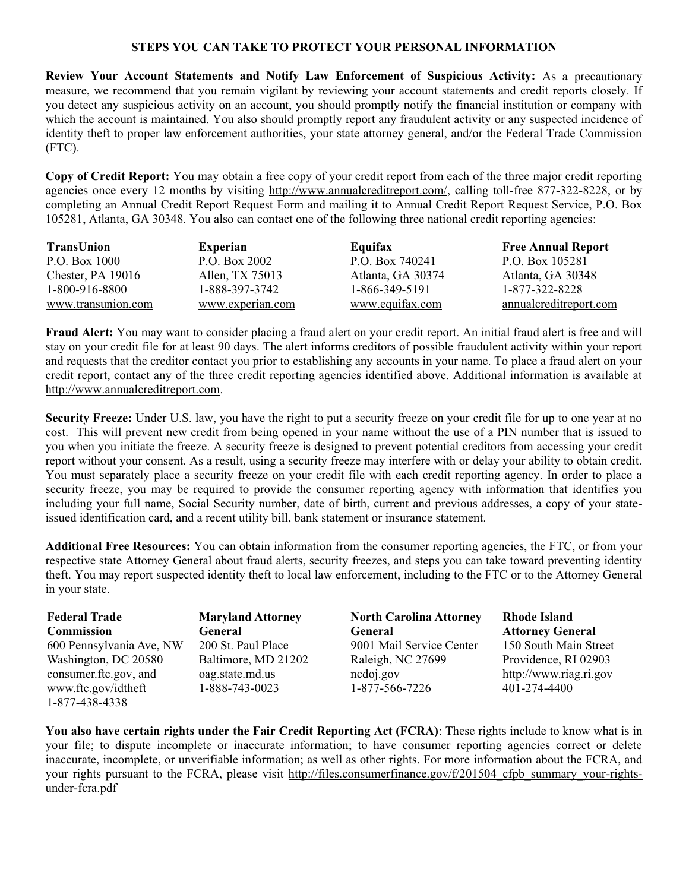## STEPS YOU CAN TAKE TO PROTECT YOUR PERSONAL INFORMATION

**Review Your Account Statements and Notify Law Enforcement of Suspicious Activity:** As a precautionary measure, we recommend that you remain vigilant by reviewing your account statements and credit reports closely. If you detect any suspicious activity on an account, you should promptly notify the financial institution or company with which the account is maintained. You also should promptly report any fraudulent activity or any suspected incidence of identity theft to proper law enforcement authorities, your state attorney general, and/or the Federal Trade Commission (FTC).

**Copy of Credit Report:** You may obtain a free copy of your credit report from each of the three major credit reporting agencies once every 12 months by visiting http://www.annualcreditreport.com/, calling toll-free 877-322-8228, or by completing an Annual Credit Report Request Form and mailing it to Annual Credit Report Request Service, P.O. Box 105281, Atlanta, GA 30348. You also can contact one of the following three national credit reporting agencies:

| TransUnion | Experian | Equifax | Free Annual Report |
|---|---|---|---|
| P.O. Box 1000 | P.O. Box 2002 | P.O. Box 740241 | P.O. Box 105281 |
| Chester, PA 19016 | Allen, TX 75013 | Atlanta, GA 30374 | Atlanta, GA 30348 |
| 1-800-916-8800 | 1-888-397-3742 | 1-866-349-5191 | 1-877-322-8228 |
| www.transunion.com | www.experian.com | www.equifax.com | annualcreditreport.com |

**Fraud Alert:** You may want to consider placing a fraud alert on your credit report. An initial fraud alert is free and will stay on your credit file for at least 90 days. The alert informs creditors of possible fraudulent activity within your report and requests that the creditor contact you prior to establishing any accounts in your name. To place a fraud alert on your credit report, contact any of the three credit reporting agencies identified above. Additional information is available at http://www.annualcreditreport.com.

**Security Freeze:** Under U.S. law, you have the right to put a security freeze on your credit file for up to one year at no cost. This will prevent new credit from being opened in your name without the use of a PIN number that is issued to you when you initiate the freeze. A security freeze is designed to prevent potential creditors from accessing your credit report without your consent. As a result, using a security freeze may interfere with or delay your ability to obtain credit. You must separately place a security freeze on your credit file with each credit reporting agency. In order to place a security freeze, you may be required to provide the consumer reporting agency with information that identifies you including your full name, Social Security number, date of birth, current and previous addresses, a copy of your state-issued identification card, and a recent utility bill, bank statement or insurance statement.

**Additional Free Resources:** You can obtain information from the consumer reporting agencies, the FTC, or from your respective state Attorney General about fraud alerts, security freezes, and steps you can take toward preventing identity theft. You may report suspected identity theft to local law enforcement, including to the FTC or to the Attorney General in your state.

| Federal Trade Commission | Maryland Attorney General | North Carolina Attorney General | Rhode Island Attorney General |
|---|---|---|---|
| 600 Pennsylvania Ave, NW | 200 St. Paul Place | 9001 Mail Service Center | 150 South Main Street |
| Washington, DC 20580 | Baltimore, MD 21202 | Raleigh, NC 27699 | Providence, RI 02903 |
| consumer.ftc.gov, and | oag.state.md.us | ncdoj.gov | http://www.riag.ri.gov |
| www.ftc.gov/idtheft | 1-888-743-0023 | 1-877-566-7226 | 401-274-4400 |
| 1-877-438-4338 | | | |

**You also have certain rights under the Fair Credit Reporting Act (FCRA)**: These rights include to know what is in your file; to dispute incomplete or inaccurate information; to have consumer reporting agencies correct or delete inaccurate, incomplete, or unverifiable information; as well as other rights. For more information about the FCRA, and your rights pursuant to the FCRA, please visit http://files.consumerfinance.gov/f/201504_cfpb_summary_your-rights-under-fcra.pdf